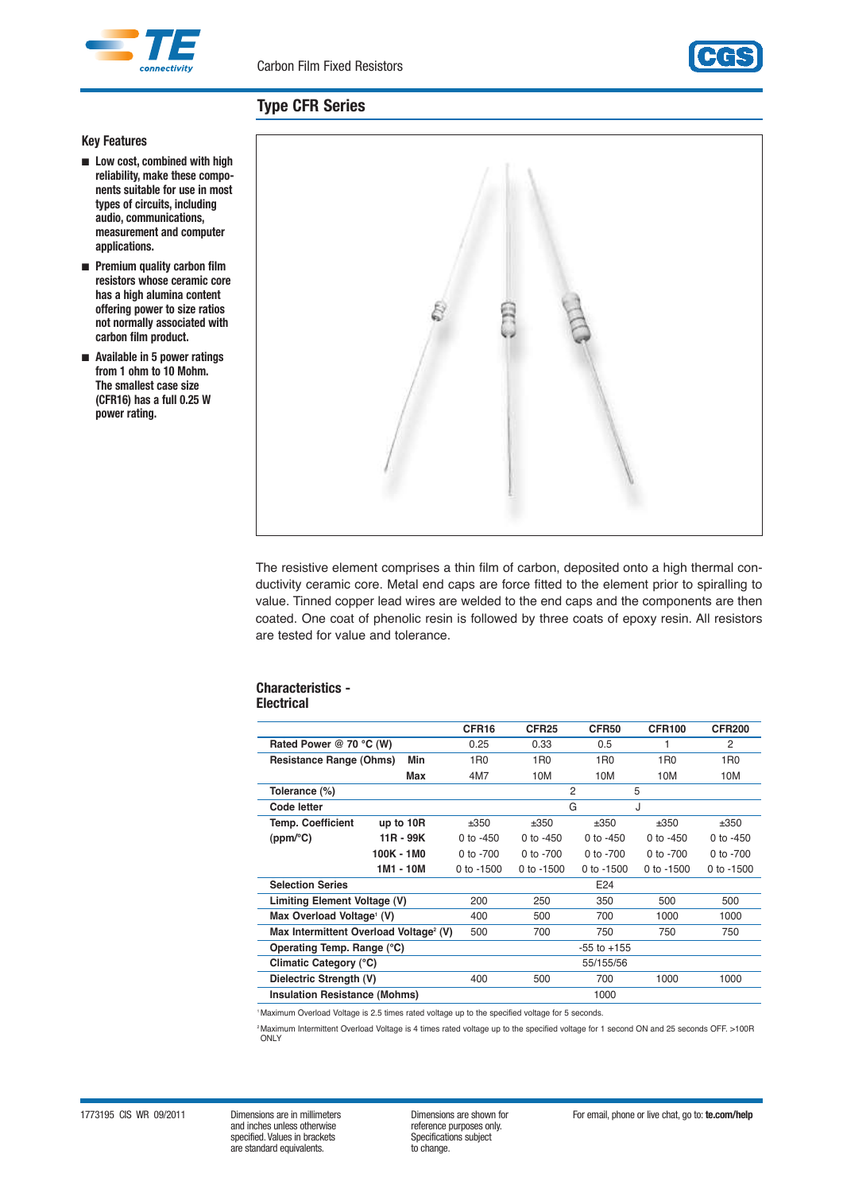Carbon Film Fixed Resistors

## Type CFR Series

### Key Features

- **Low cost, combined with high reliability, make these components suitable for use in most types of circuits, including audio, communications, measurement and computer applications.**
- **Premium quality carbon film resistors whose ceramic core has a high alumina content offering power to size ratios not normally associated with carbon film product.**
- **Available in 5 power ratings from 1 ohm to 10 Mohm. The smallest case size (CFR16) has a full 0.25 W power rating.**

The resistive element comprises a thin film of carbon, deposited onto a high thermal conductivity ceramic core. Metal end caps are force fitted to the element prior to spiralling to value. Tinned copper lead wires are welded to the end caps and the components are then coated. One coat of phenolic resin is followed by three coats of epoxy resin. All resistors are tested for value and tolerance.

### Characteristics - Electrical

| | | CFR16 | CFR25 | CFR50 | CFR100 | CFR200 |
|---|---|---|---|---|---|---|
| **Rated Power @ 70 °C (W)** | | 0.25 | 0.33 | 0.5 | 1 | 2 |
| **Resistance Range (Ohms)** | **Min** | 1R0 | 1R0 | 1R0 | 1R0 | 1R0 |
| | **Max** | 4M7 | 10M | 10M | 10M | 10M |
| **Tolerance (%)** | | | 2 | | 5 | |
| **Code letter** | | | G | | J | |
| **Temp. Coefficient** | **up to 10R** | ±350 | ±350 | ±350 | ±350 | ±350 |
| **(ppm/°C)** | **11R - 99K** | 0 to -450 | 0 to -450 | 0 to -450 | 0 to -450 | 0 to -450 |
| | **100K - 1M0** | 0 to -700 | 0 to -700 | 0 to -700 | 0 to -700 | 0 to -700 |
| | **1M1 - 10M** | 0 to -1500 | 0 to -1500 | 0 to -1500 | 0 to -1500 | 0 to -1500 |
| **Selection Series** | | | | E24 | | |
| **Limiting Element Voltage (V)** | | 200 | 250 | 350 | 500 | 500 |
| **Max Overload Voltage[1] (V)** | | 400 | 500 | 700 | 1000 | 1000 |
| **Max Intermittent Overload Voltage[2] (V)** | | 500 | 700 | 750 | 750 | 750 |
| **Operating Temp. Range (°C)** | | | | -55 to +155 | | |
| **Climatic Category (°C)** | | | | 55/155/56 | | |
| **Dielectric Strength (V)** | | 400 | 500 | 700 | 1000 | 1000 |
| **Insulation Resistance (Mohms)** | | | | 1000 | | |

[1] Maximum Overload Voltage is 2.5 times rated voltage up to the specified voltage for 5 seconds.

[2] Maximum Intermittent Overload Voltage is 4 times rated voltage up to the specified voltage for 1 second ON and 25 seconds OFF. >100R ONLY

1773195 CIS WR 09/2011

Dimensions are in millimeters and inches unless otherwise specified. Values in brackets are standard equivalents.

Dimensions are shown for reference purposes only. Specifications subject to change.

For email, phone or live chat, go to: **te.com/help**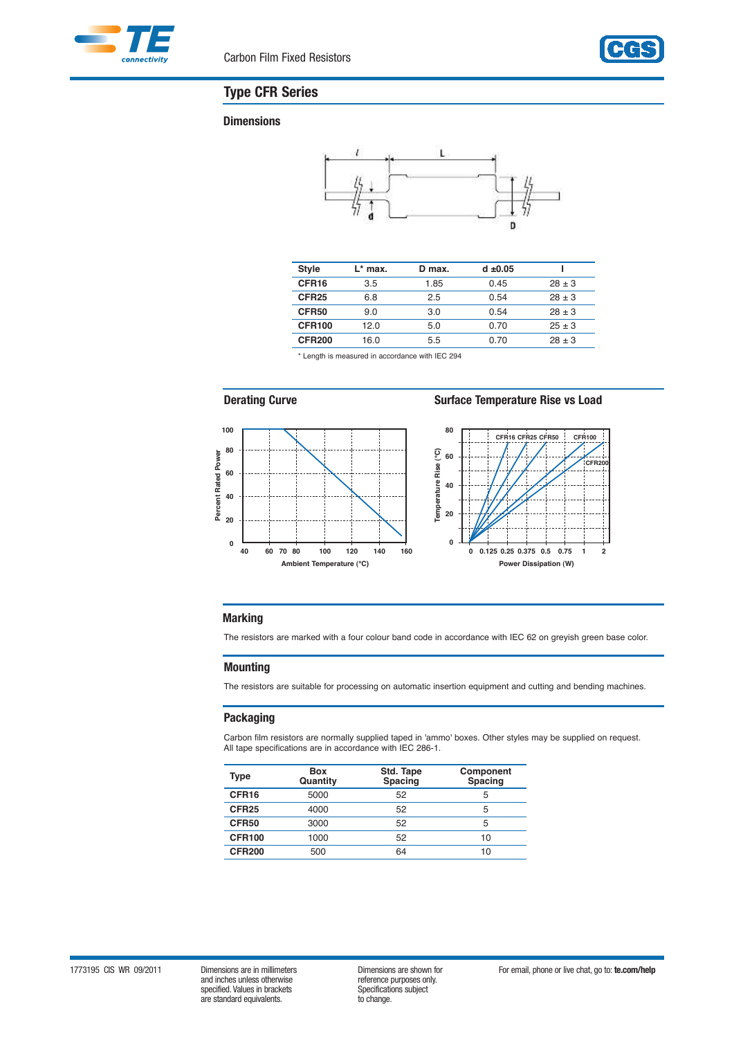## Type CFR Series

### Dimensions

| Style | L* max. | D max. | d ±0.05 | l |
|---|---|---|---|---|
| **CFR16** | 3.5 | 1.85 | 0.45 | 28 ± 3 |
| **CFR25** | 6.8 | 2.5 | 0.54 | 28 ± 3 |
| **CFR50** | 9.0 | 3.0 | 0.54 | 28 ± 3 |
| **CFR100** | 12.0 | 5.0 | 0.70 | 25 ± 3 |
| **CFR200** | 16.0 | 5.5 | 0.70 | 28 ± 3 |

* Length is measured in accordance with IEC 294

### Derating Curve

### Surface Temperature Rise vs Load

## Marking

The resistors are marked with a four colour band code in accordance with IEC 62 on greyish green base color.

## Mounting

The resistors are suitable for processing on automatic insertion equipment and cutting and bending machines.

## Packaging

Carbon film resistors are normally supplied taped in 'ammo' boxes. Other styles may be supplied on request.
All tape specifications are in accordance with IEC 286-1.

| Type | Box Quantity | Std. Tape Spacing | Component Spacing |
|---|---|---|---|
| **CFR16** | 5000 | 52 | 5 |
| **CFR25** | 4000 | 52 | 5 |
| **CFR50** | 3000 | 52 | 5 |
| **CFR100** | 1000 | 52 | 10 |
| **CFR200** | 500 | 64 | 10 |

1773195 CIS WR 09/2011

Dimensions are in millimeters and inches unless otherwise specified. Values in brackets are standard equivalents.

Dimensions are shown for reference purposes only. Specifications subject to change.

For email, phone or live chat, go to: **te.com/help**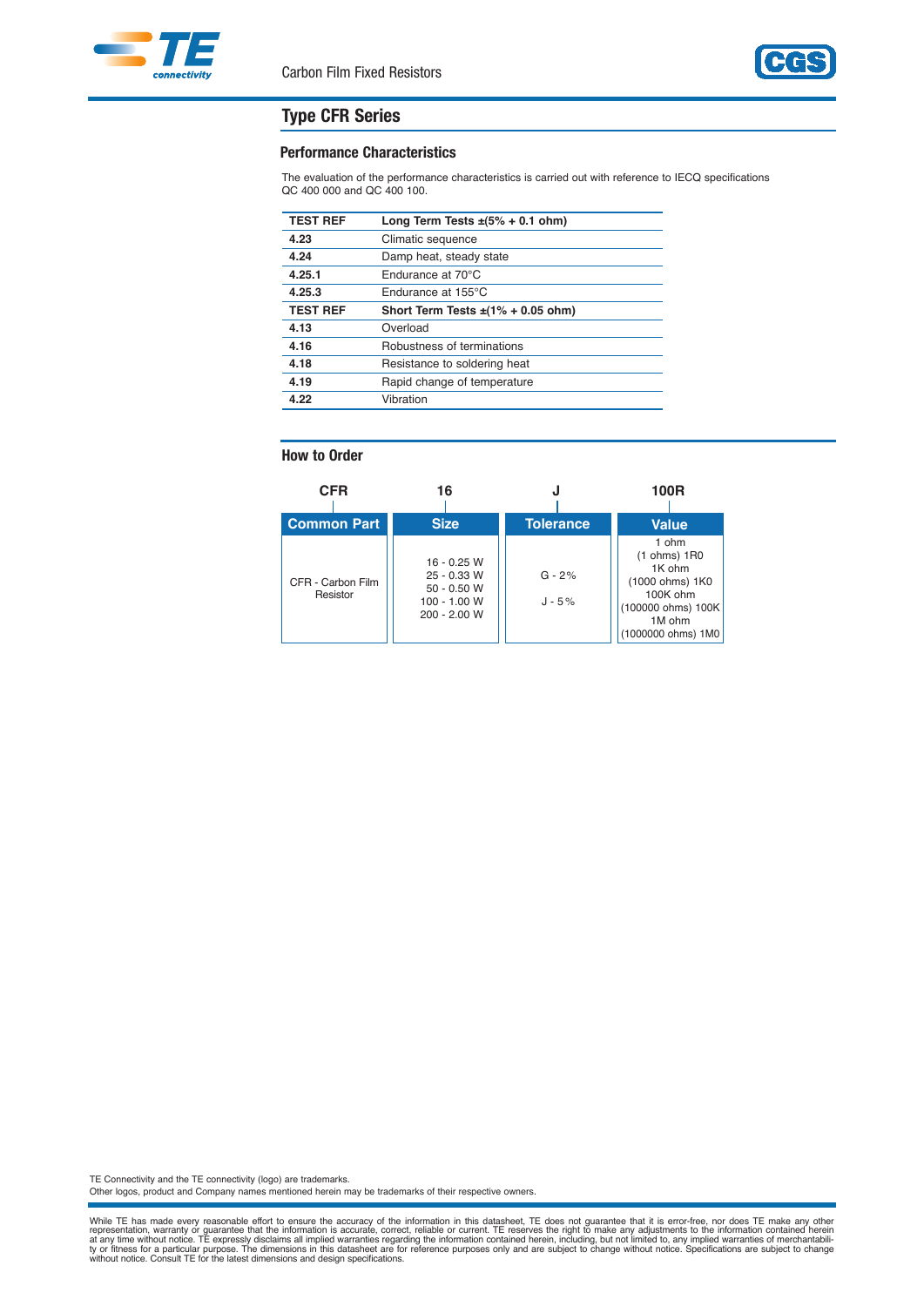# Type CFR Series

## Performance Characteristics

The evaluation of the performance characteristics is carried out with reference to IECQ specifications QC 400 000 and QC 400 100.

| TEST REF | Long Term Tests ±(5% + 0.1 ohm) |
|---|---|
| **4.23** | Climatic sequence |
| **4.24** | Damp heat, steady state |
| **4.25.1** | Endurance at 70°C |
| **4.25.3** | Endurance at 155°C |
| **TEST REF** | **Short Term Tests ±(1% + 0.05 ohm)** |
| **4.13** | Overload |
| **4.16** | Robustness of terminations |
| **4.18** | Resistance to soldering heat |
| **4.19** | Rapid change of temperature |
| **4.22** | Vibration |

## How to Order

| CFR | 16 | J | 100R |
|---|---|---|---|
| **Common Part** | **Size** | **Tolerance** | **Value** |
| CFR - Carbon Film Resistor | 16 - 0.25 W<br>25 - 0.33 W<br>50 - 0.50 W<br>100 - 1.00 W<br>200 - 2.00 W | G - 2%<br>J - 5% | 1 ohm<br>(1 ohms) 1R0<br>1K ohm<br>(1000 ohms) 1K0<br>100K ohm<br>(100000 ohms) 100K<br>1M ohm<br>(1000000 ohms) 1M0 |

TE Connectivity and the TE connectivity (logo) are trademarks.
Other logos, product and Company names mentioned herein may be trademarks of their respective owners.

While TE has made every reasonable effort to ensure the accuracy of the information in this datasheet, TE does not guarantee that it is error-free, nor does TE make any other representation, warranty or guarantee that the information is accurate, correct, reliable or current. TE reserves the right to make any adjustments to the information contained herein at any time without notice. TE expressly disclaims all implied warranties regarding the information contained herein, including, but not limited to, any implied warranties of merchantability or fitness for a particular purpose. The dimensions in this datasheet are for reference purposes only and are subject to change without notice. Specifications are subject to change without notice. Consult TE for the latest dimensions and design specifications.